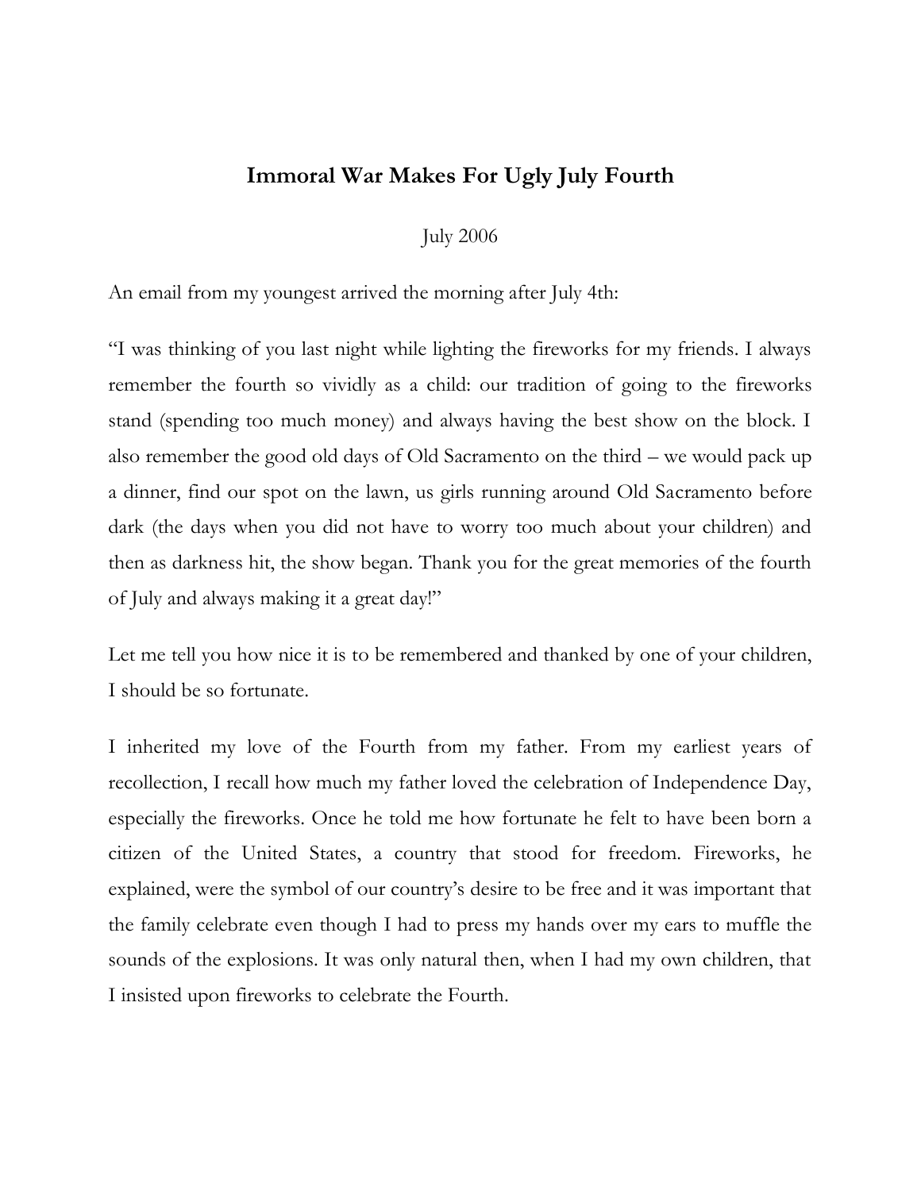# Immoral War Makes For Ugly July Fourth

July 2006

An email from my youngest arrived the morning after July 4th:

"I was thinking of you last night while lighting the fireworks for my friends. I always remember the fourth so vividly as a child: our tradition of going to the fireworks stand (spending too much money) and always having the best show on the block. I also remember the good old days of Old Sacramento on the third – we would pack up a dinner, find our spot on the lawn, us girls running around Old Sacramento before dark (the days when you did not have to worry too much about your children) and then as darkness hit, the show began. Thank you for the great memories of the fourth of July and always making it a great day!"

Let me tell you how nice it is to be remembered and thanked by one of your children, I should be so fortunate.

I inherited my love of the Fourth from my father. From my earliest years of recollection, I recall how much my father loved the celebration of Independence Day, especially the fireworks. Once he told me how fortunate he felt to have been born a citizen of the United States, a country that stood for freedom. Fireworks, he explained, were the symbol of our country's desire to be free and it was important that the family celebrate even though I had to press my hands over my ears to muffle the sounds of the explosions. It was only natural then, when I had my own children, that I insisted upon fireworks to celebrate the Fourth.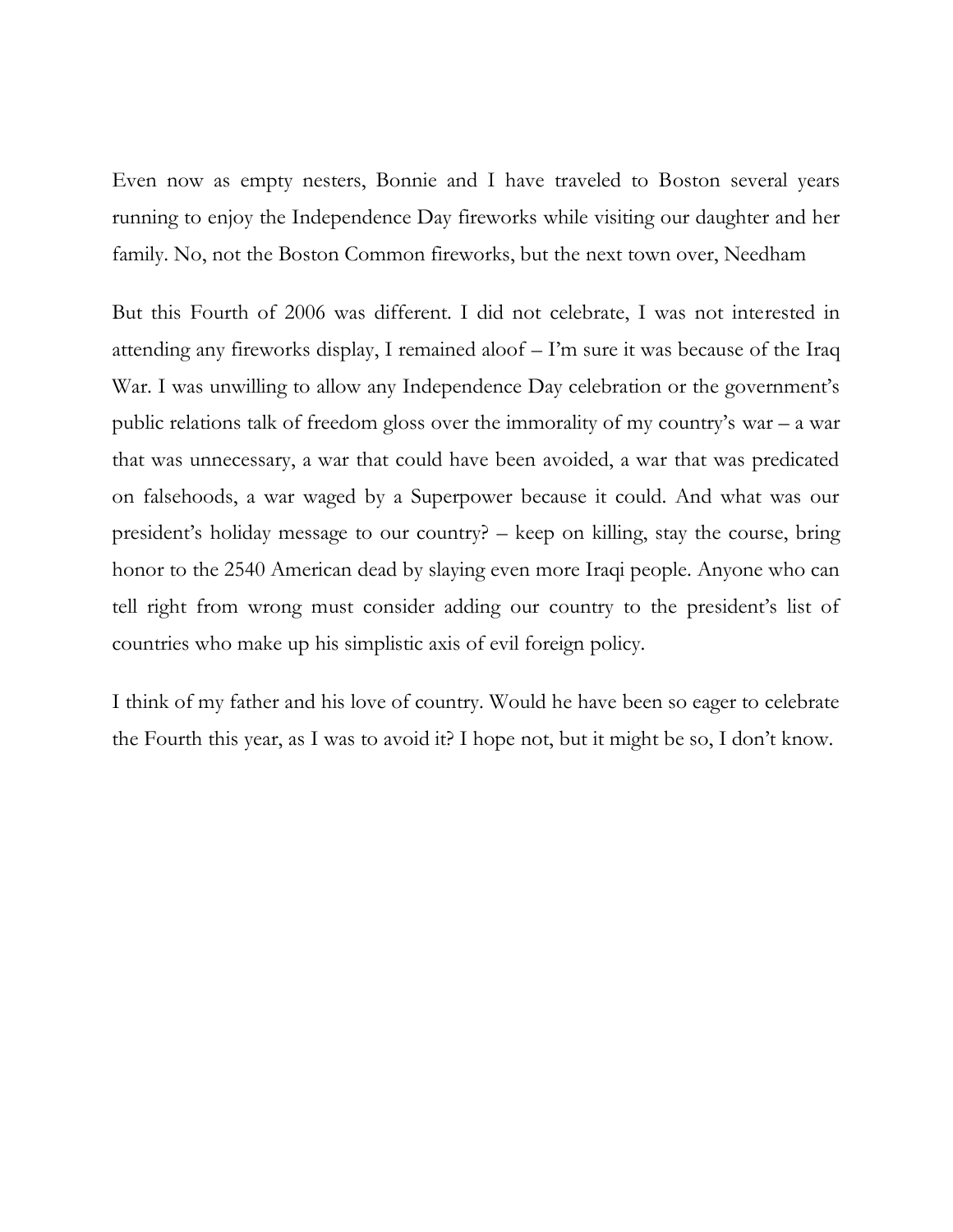Even now as empty nesters, Bonnie and I have traveled to Boston several years running to enjoy the Independence Day fireworks while visiting our daughter and her family. No, not the Boston Common fireworks, but the next town over, Needham

But this Fourth of 2006 was different. I did not celebrate, I was not interested in attending any fireworks display, I remained aloof – I'm sure it was because of the Iraq War. I was unwilling to allow any Independence Day celebration or the government's public relations talk of freedom gloss over the immorality of my country's war – a war that was unnecessary, a war that could have been avoided, a war that was predicated on falsehoods, a war waged by a Superpower because it could. And what was our president's holiday message to our country? – keep on killing, stay the course, bring honor to the 2540 American dead by slaying even more Iraqi people. Anyone who can tell right from wrong must consider adding our country to the president's list of countries who make up his simplistic axis of evil foreign policy.

I think of my father and his love of country. Would he have been so eager to celebrate the Fourth this year, as I was to avoid it? I hope not, but it might be so, I don't know.